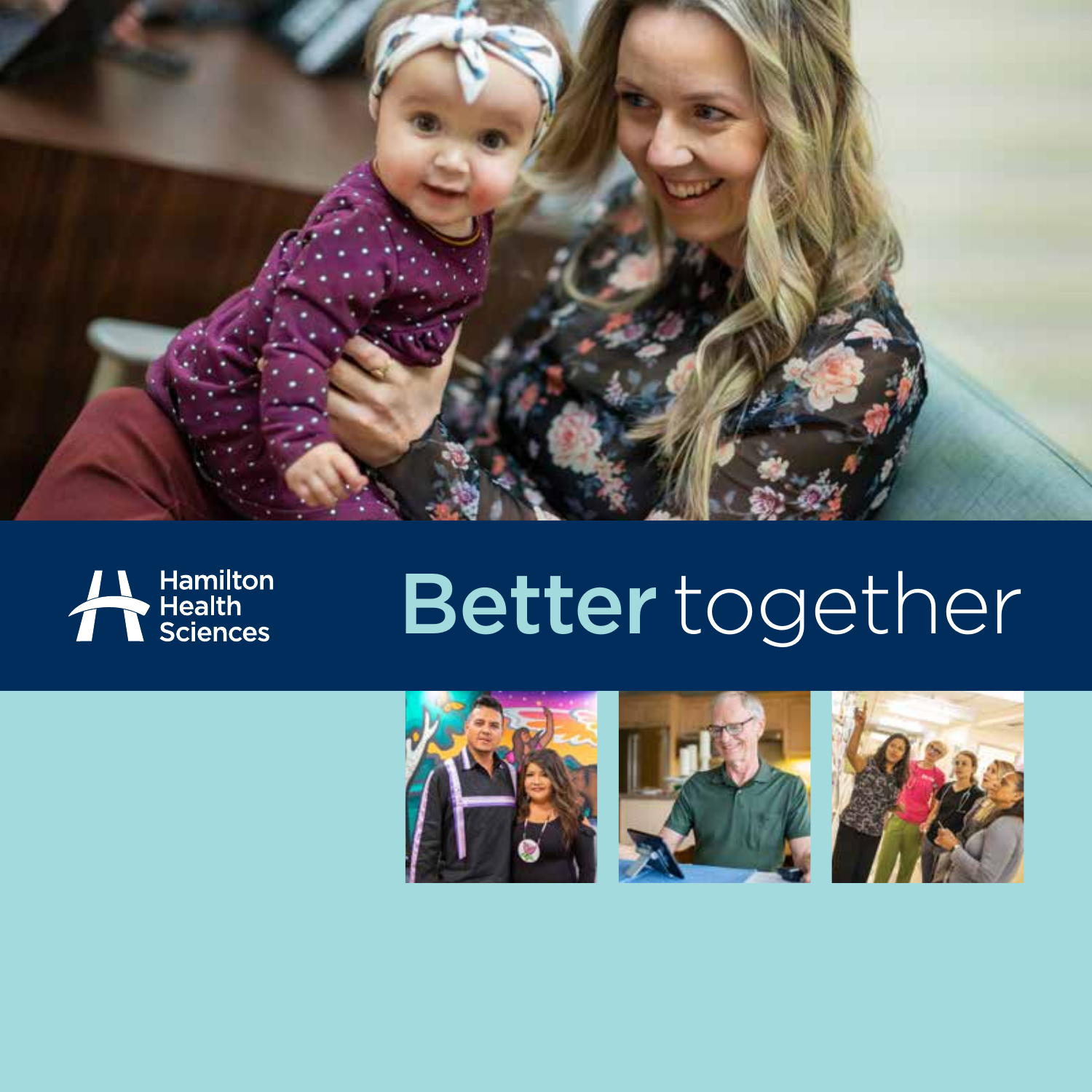Hamilton Health Sciences

# Better together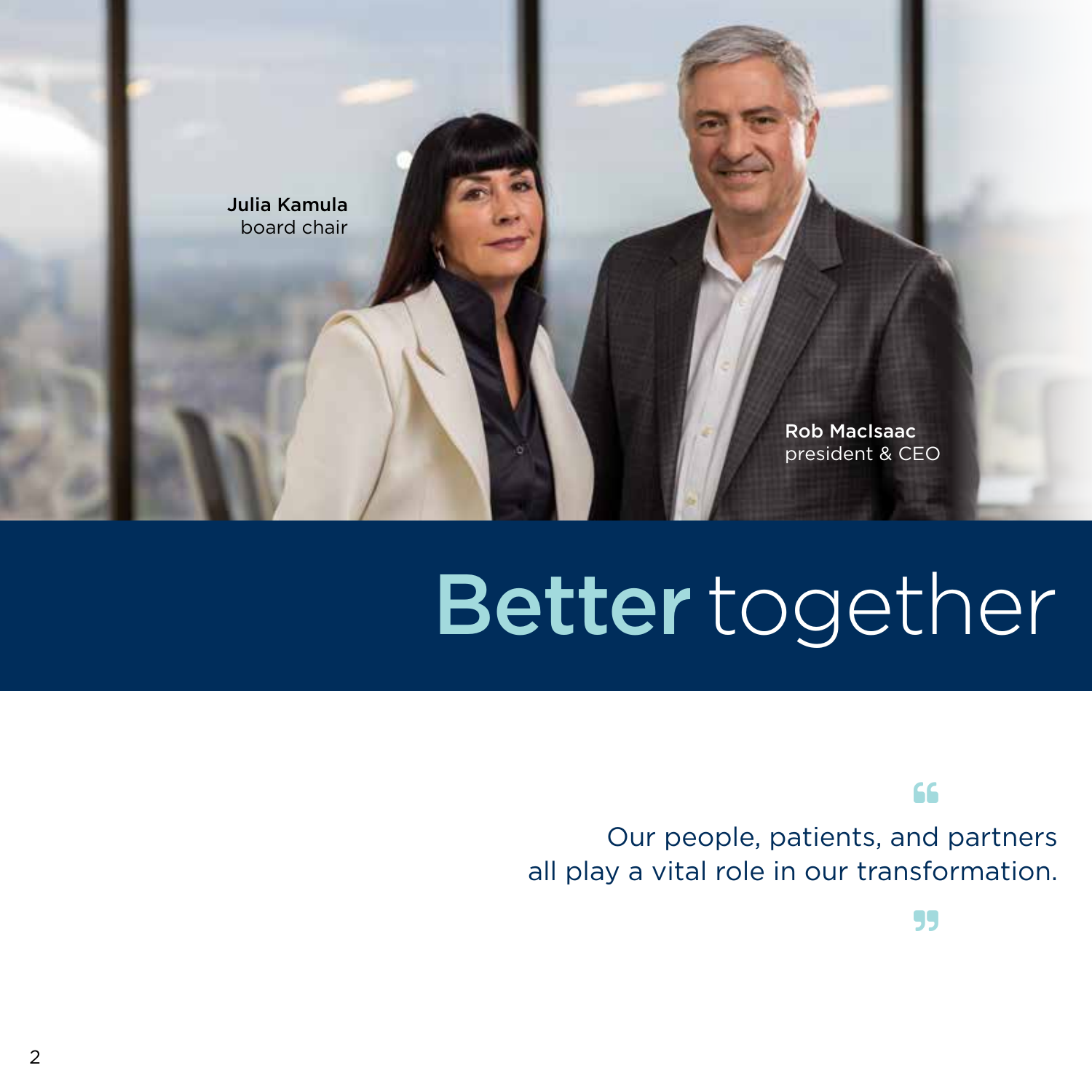**Julia Kamula**
board chair

**Rob MacIsaac**
president & CEO

# Better together

> Our people, patients, and partners all play a vital role in our transformation.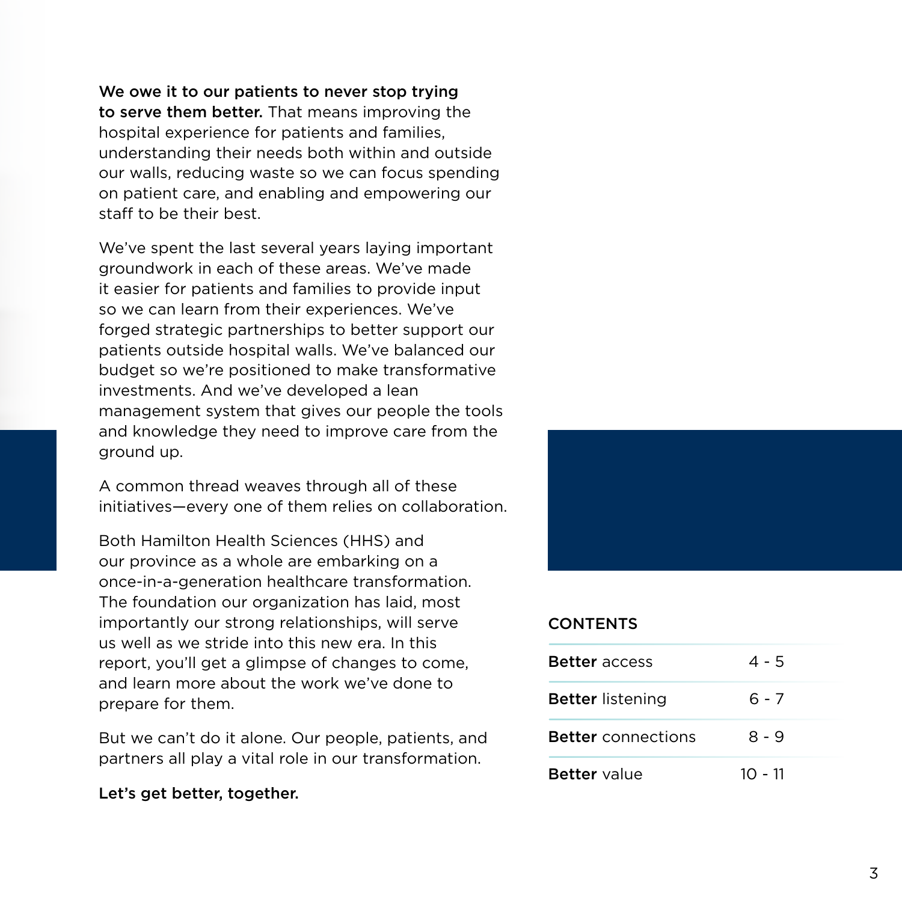**We owe it to our patients to never stop trying to serve them better.** That means improving the hospital experience for patients and families, understanding their needs both within and outside our walls, reducing waste so we can focus spending on patient care, and enabling and empowering our staff to be their best.

We've spent the last several years laying important groundwork in each of these areas. We've made it easier for patients and families to provide input so we can learn from their experiences. We've forged strategic partnerships to better support our patients outside hospital walls. We've balanced our budget so we're positioned to make transformative investments. And we've developed a lean management system that gives our people the tools and knowledge they need to improve care from the ground up.

A common thread weaves through all of these initiatives—every one of them relies on collaboration.

Both Hamilton Health Sciences (HHS) and our province as a whole are embarking on a once-in-a-generation healthcare transformation. The foundation our organization has laid, most importantly our strong relationships, will serve us well as we stride into this new era. In this report, you'll get a glimpse of changes to come, and learn more about the work we've done to prepare for them.

But we can't do it alone. Our people, patients, and partners all play a vital role in our transformation.

**Let's get better, together.**

## CONTENTS

| | |
|---|---|
| **Better** access | 4 - 5 |
| **Better** listening | 6 - 7 |
| **Better** connections | 8 - 9 |
| **Better** value | 10 - 11 |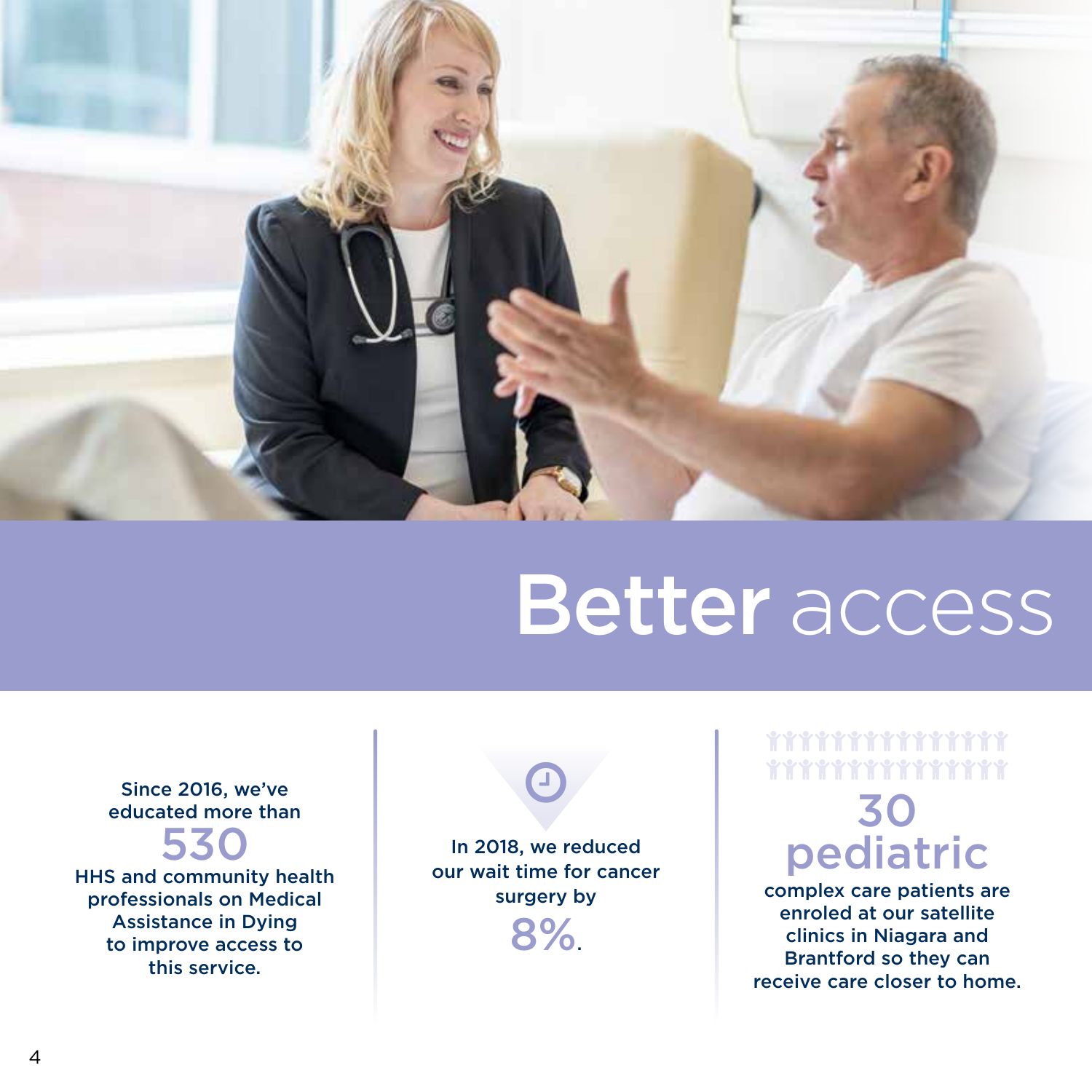# Better access

Since 2016, we've educated more than **530** HHS and community health professionals on Medical Assistance in Dying to improve access to this service.

In 2018, we reduced our wait time for cancer surgery by **8%**.

**30 pediatric** complex care patients are enroled at our satellite clinics in Niagara and Brantford so they can receive care closer to home.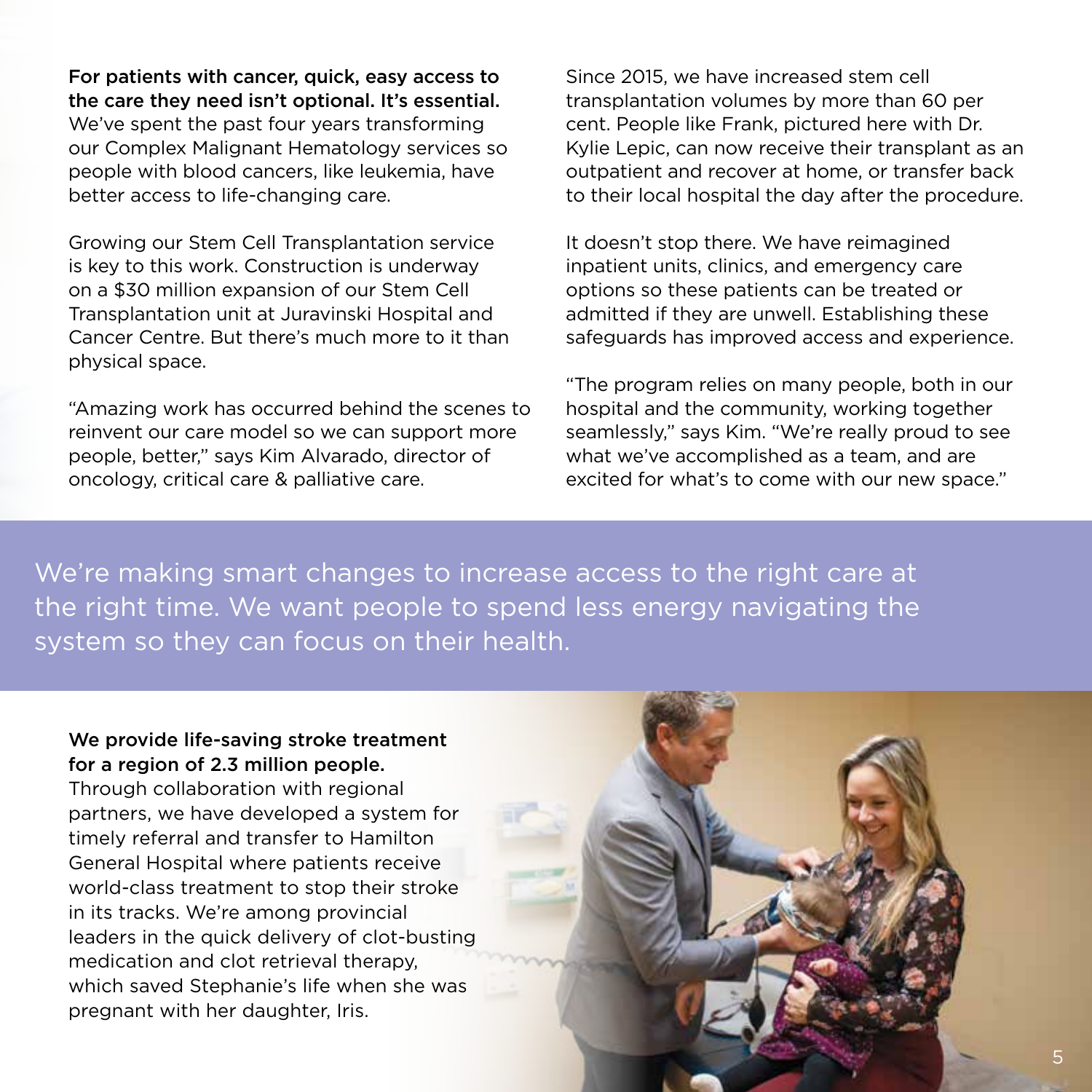**For patients with cancer, quick, easy access to the care they need isn't optional. It's essential.** We've spent the past four years transforming our Complex Malignant Hematology services so people with blood cancers, like leukemia, have better access to life-changing care.

Growing our Stem Cell Transplantation service is key to this work. Construction is underway on a $30 million expansion of our Stem Cell Transplantation unit at Juravinski Hospital and Cancer Centre. But there's much more to it than physical space.

"Amazing work has occurred behind the scenes to reinvent our care model so we can support more people, better," says Kim Alvarado, director of oncology, critical care & palliative care.

Since 2015, we have increased stem cell transplantation volumes by more than 60 per cent. People like Frank, pictured here with Dr. Kylie Lepic, can now receive their transplant as an outpatient and recover at home, or transfer back to their local hospital the day after the procedure.

It doesn't stop there. We have reimagined inpatient units, clinics, and emergency care options so these patients can be treated or admitted if they are unwell. Establishing these safeguards has improved access and experience.

"The program relies on many people, both in our hospital and the community, working together seamlessly," says Kim. "We're really proud to see what we've accomplished as a team, and are excited for what's to come with our new space."

We're making smart changes to increase access to the right care at the right time. We want people to spend less energy navigating the system so they can focus on their health.

**We provide life-saving stroke treatment for a region of 2.3 million people.** Through collaboration with regional partners, we have developed a system for timely referral and transfer to Hamilton General Hospital where patients receive world-class treatment to stop their stroke in its tracks. We're among provincial leaders in the quick delivery of clot-busting medication and clot retrieval therapy, which saved Stephanie's life when she was pregnant with her daughter, Iris.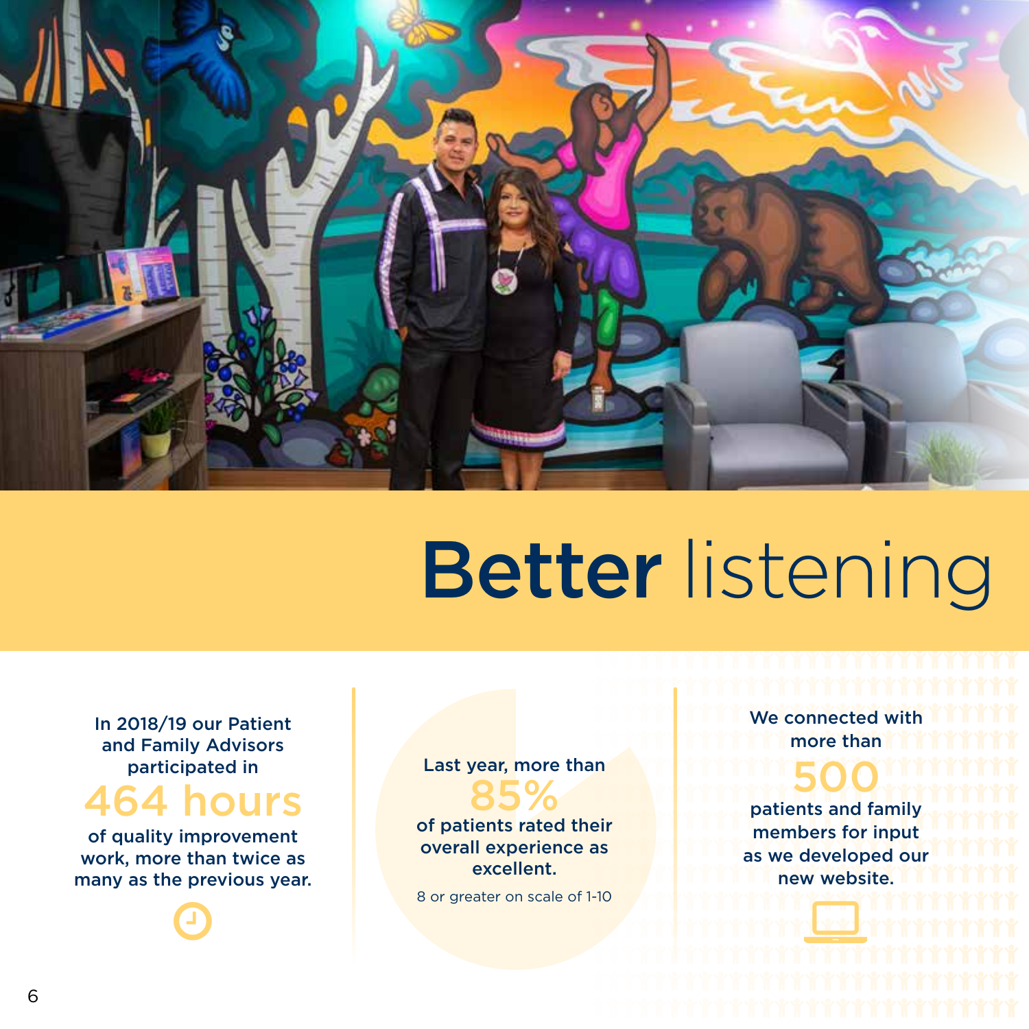# **Better** listening

In 2018/19 our Patient and Family Advisors participated in

**464 hours**

of quality improvement work, more than twice as many as the previous year.

Last year, more than

**85%**

of patients rated their overall experience as excellent.

8 or greater on scale of 1-10

We connected with more than

**500**

patients and family members for input as we developed our new website.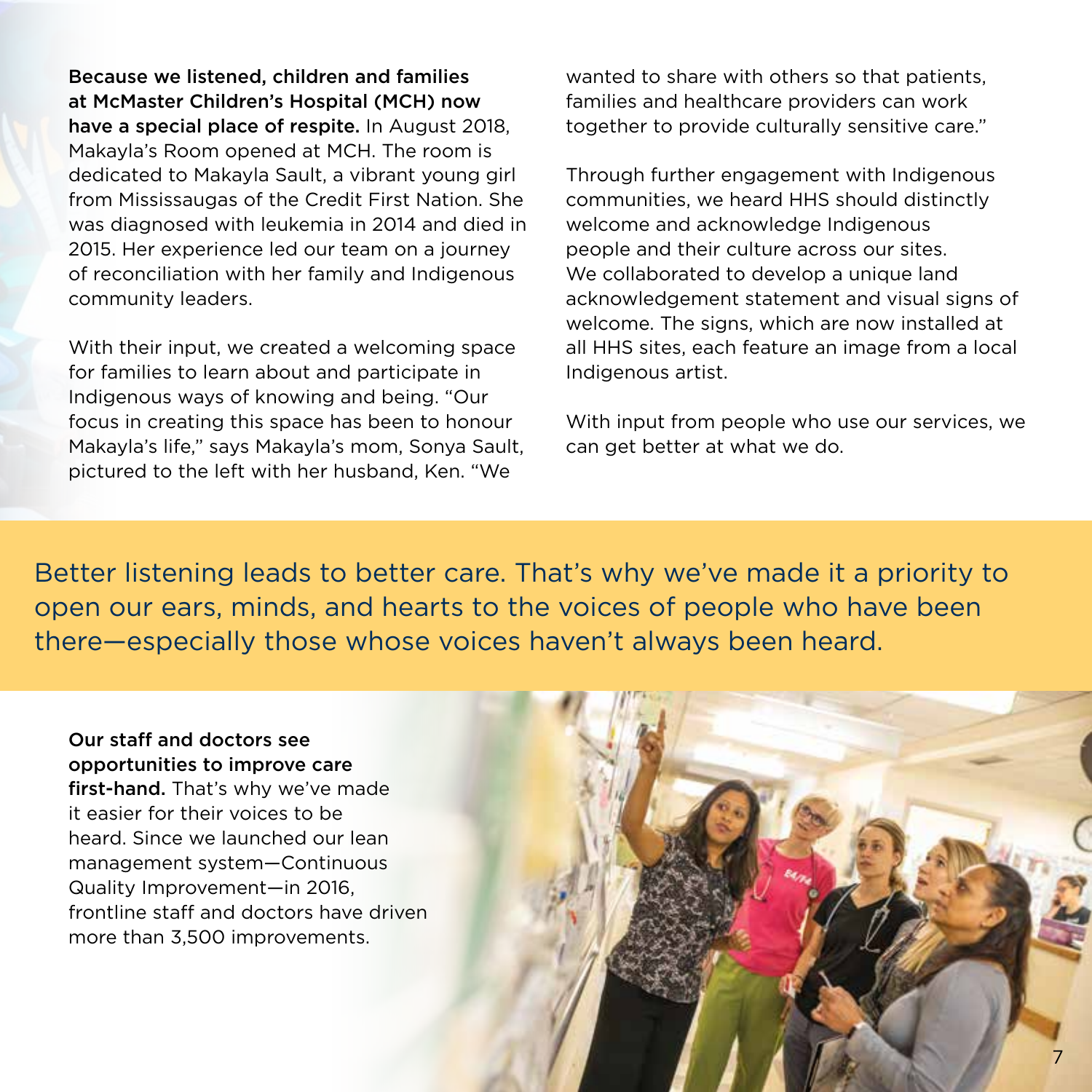**Because we listened, children and families at McMaster Children's Hospital (MCH) now have a special place of respite.** In August 2018, Makayla's Room opened at MCH. The room is dedicated to Makayla Sault, a vibrant young girl from Mississaugas of the Credit First Nation. She was diagnosed with leukemia in 2014 and died in 2015. Her experience led our team on a journey of reconciliation with her family and Indigenous community leaders.

With their input, we created a welcoming space for families to learn about and participate in Indigenous ways of knowing and being. "Our focus in creating this space has been to honour Makayla's life," says Makayla's mom, Sonya Sault, pictured to the left with her husband, Ken. "We wanted to share with others so that patients, families and healthcare providers can work together to provide culturally sensitive care."

Through further engagement with Indigenous communities, we heard HHS should distinctly welcome and acknowledge Indigenous people and their culture across our sites. We collaborated to develop a unique land acknowledgement statement and visual signs of welcome. The signs, which are now installed at all HHS sites, each feature an image from a local Indigenous artist.

With input from people who use our services, we can get better at what we do.

Better listening leads to better care. That's why we've made it a priority to open our ears, minds, and hearts to the voices of people who have been there—especially those whose voices haven't always been heard.

**Our staff and doctors see opportunities to improve care first-hand.** That's why we've made it easier for their voices to be heard. Since we launched our lean management system—Continuous Quality Improvement—in 2016, frontline staff and doctors have driven more than 3,500 improvements.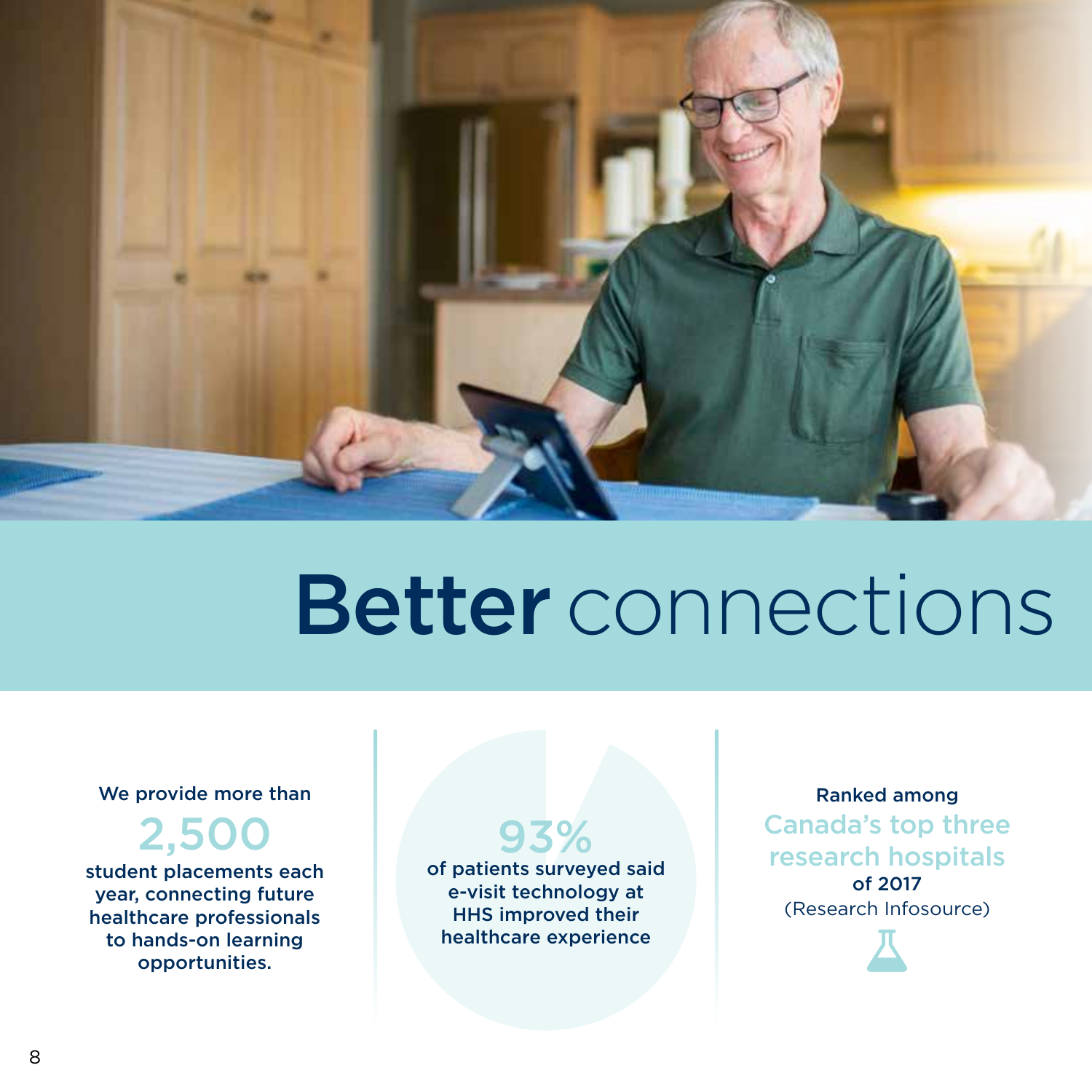# Better connections

We provide more than

**2,500**

student placements each year, connecting future healthcare professionals to hands-on learning opportunities.

**93%**

of patients surveyed said e-visit technology at HHS improved their healthcare experience

Ranked among

**Canada's top three research hospitals**

of 2017

(Research Infosource)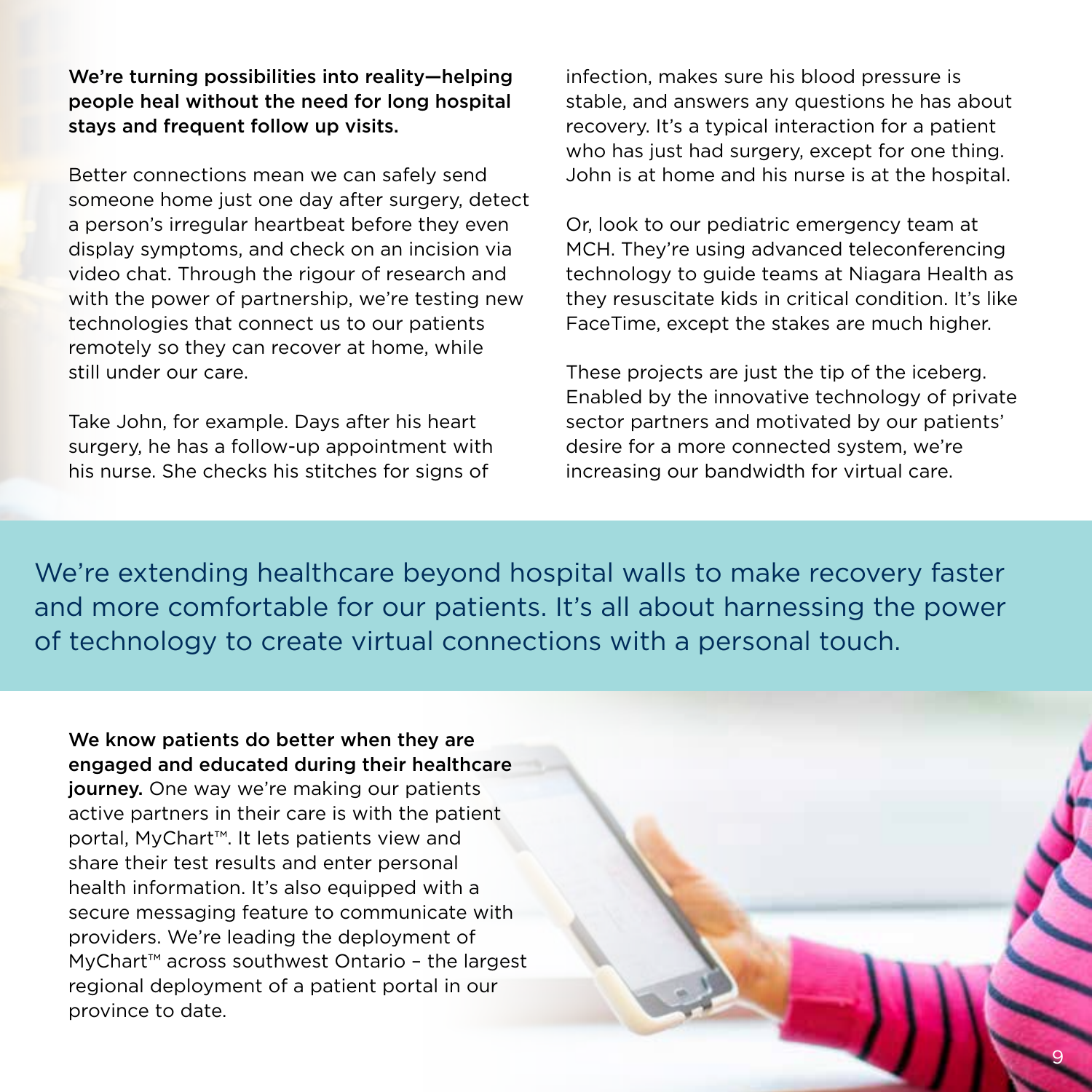**We're turning possibilities into reality—helping people heal without the need for long hospital stays and frequent follow up visits.**

Better connections mean we can safely send someone home just one day after surgery, detect a person's irregular heartbeat before they even display symptoms, and check on an incision via video chat. Through the rigour of research and with the power of partnership, we're testing new technologies that connect us to our patients remotely so they can recover at home, while still under our care.

Take John, for example. Days after his heart surgery, he has a follow-up appointment with his nurse. She checks his stitches for signs of infection, makes sure his blood pressure is stable, and answers any questions he has about recovery. It's a typical interaction for a patient who has just had surgery, except for one thing. John is at home and his nurse is at the hospital.

Or, look to our pediatric emergency team at MCH. They're using advanced teleconferencing technology to guide teams at Niagara Health as they resuscitate kids in critical condition. It's like FaceTime, except the stakes are much higher.

These projects are just the tip of the iceberg. Enabled by the innovative technology of private sector partners and motivated by our patients' desire for a more connected system, we're increasing our bandwidth for virtual care.

We're extending healthcare beyond hospital walls to make recovery faster and more comfortable for our patients. It's all about harnessing the power of technology to create virtual connections with a personal touch.

**We know patients do better when they are engaged and educated during their healthcare journey.** One way we're making our patients active partners in their care is with the patient portal, MyChart™. It lets patients view and share their test results and enter personal health information. It's also equipped with a secure messaging feature to communicate with providers. We're leading the deployment of MyChart™ across southwest Ontario – the largest regional deployment of a patient portal in our province to date.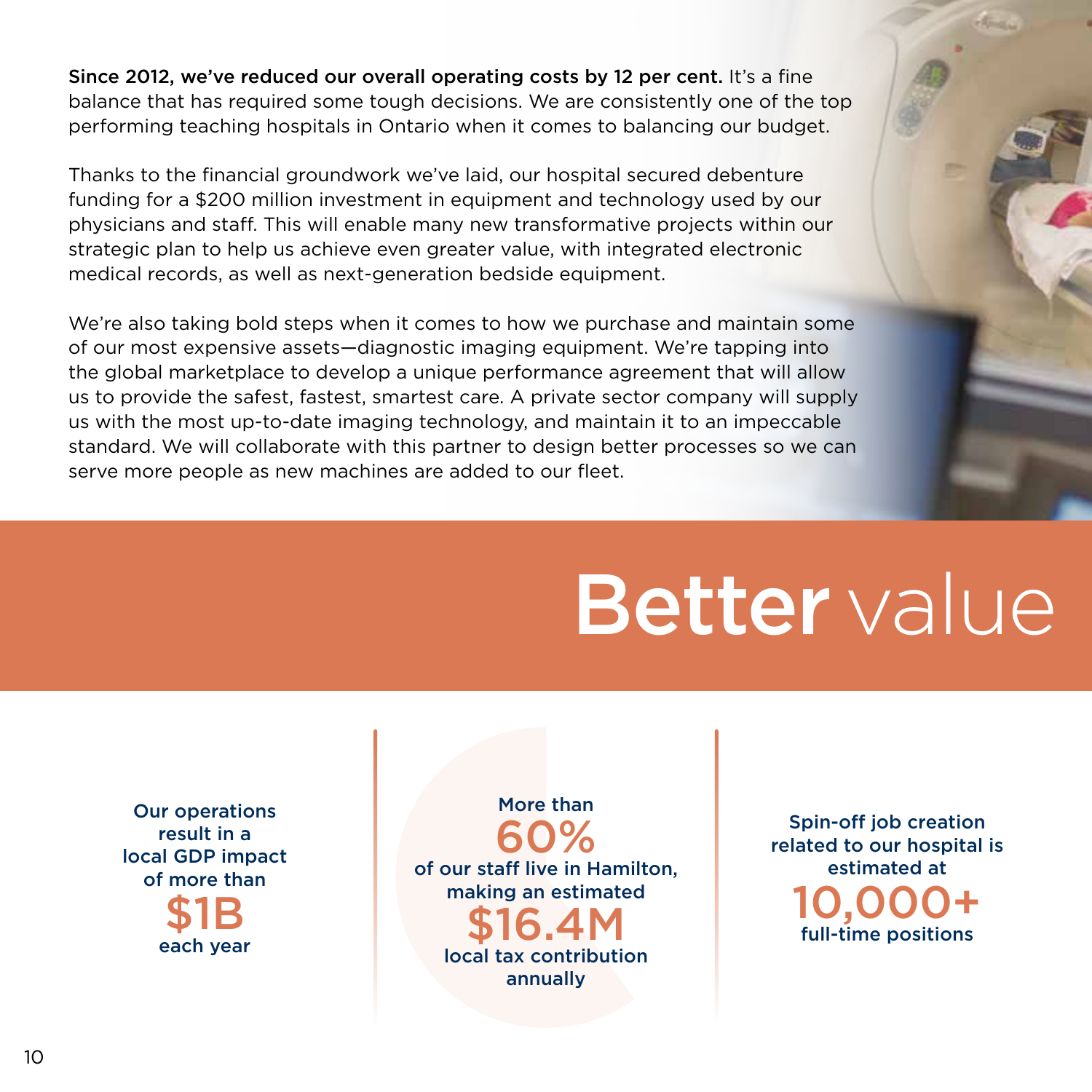**Since 2012, we've reduced our overall operating costs by 12 per cent.** It's a fine balance that has required some tough decisions. We are consistently one of the top performing teaching hospitals in Ontario when it comes to balancing our budget.

Thanks to the financial groundwork we've laid, our hospital secured debenture funding for a $200 million investment in equipment and technology used by our physicians and staff. This will enable many new transformative projects within our strategic plan to help us achieve even greater value, with integrated electronic medical records, as well as next-generation bedside equipment.

We're also taking bold steps when it comes to how we purchase and maintain some of our most expensive assets—diagnostic imaging equipment. We're tapping into the global marketplace to develop a unique performance agreement that will allow us to provide the safest, fastest, smartest care. A private sector company will supply us with the most up-to-date imaging technology, and maintain it to an impeccable standard. We will collaborate with this partner to design better processes so we can serve more people as new machines are added to our fleet.

# Better value

Our operations result in a local GDP impact of more than **$1B** each year

More than **60%** of our staff live in Hamilton, making an estimated **$16.4M** local tax contribution annually

Spin-off job creation related to our hospital is estimated at **10,000+** full-time positions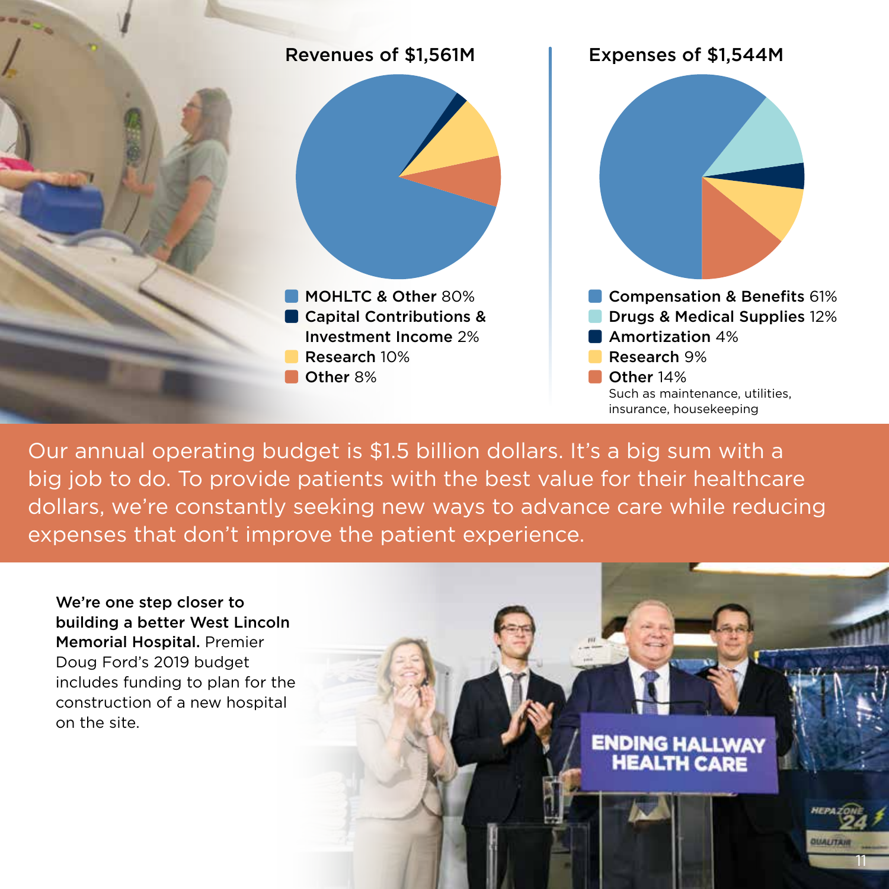## Revenues of $1,561M

- **MOHLTC & Other** 80%
- **Capital Contributions & Investment Income** 2%
- **Research** 10%
- **Other** 8%

## Expenses of $1,544M

- **Compensation & Benefits** 61%
- **Drugs & Medical Supplies** 12%
- **Amortization** 4%
- **Research** 9%
- **Other** 14%
  Such as maintenance, utilities, insurance, housekeeping

Our annual operating budget is $1.5 billion dollars. It's a big sum with a big job to do. To provide patients with the best value for their healthcare dollars, we're constantly seeking new ways to advance care while reducing expenses that don't improve the patient experience.

**We're one step closer to building a better West Lincoln Memorial Hospital.** Premier Doug Ford's 2019 budget includes funding to plan for the construction of a new hospital on the site.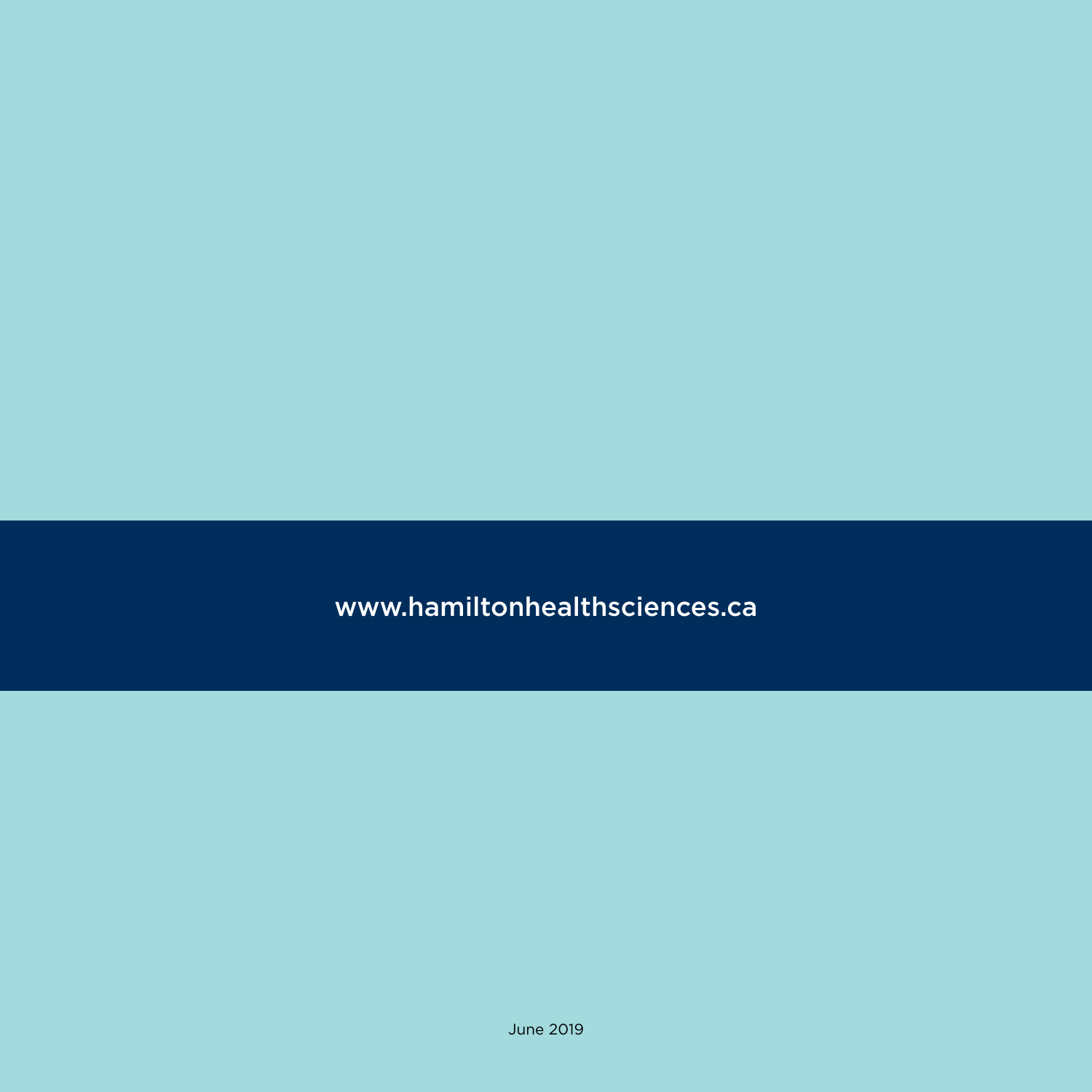www.hamiltonhealthsciences.ca

June 2019